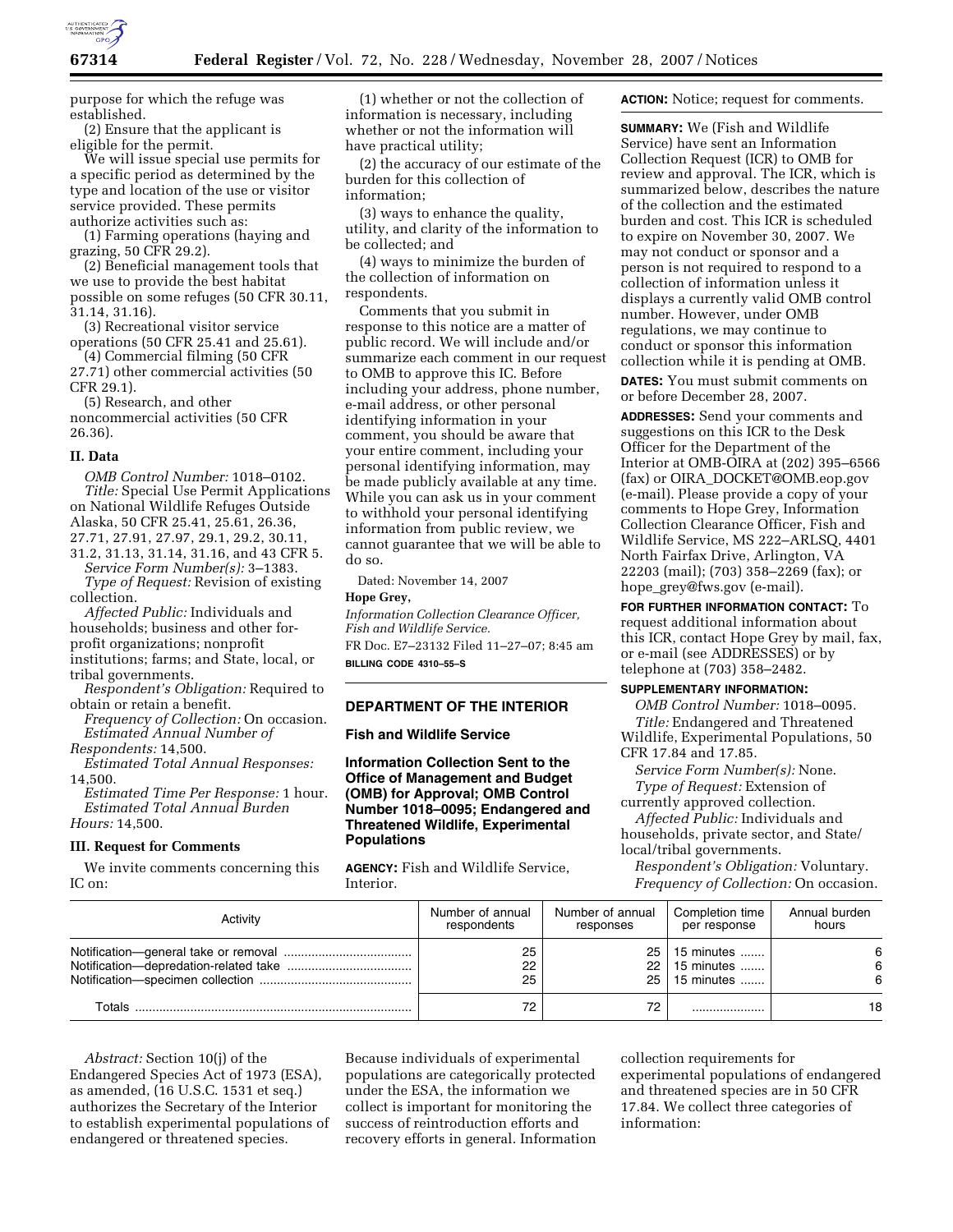purpose for which the refuge was established.

(2) Ensure that the applicant is eligible for the permit.

We will issue special use permits for a specific period as determined by the type and location of the use or visitor service provided. These permits authorize activities such as:

(1) Farming operations (haying and grazing, 50 CFR 29.2).

(2) Beneficial management tools that we use to provide the best habitat possible on some refuges (50 CFR 30.11, 31.14, 31.16).

(3) Recreational visitor service operations (50 CFR 25.41 and 25.61).

(4) Commercial filming (50 CFR 27.71) other commercial activities (50 CFR 29.1).

(5) Research, and other noncommercial activities (50 CFR 26.36).

## II. Data

*OMB Control Number:* 1018–0102.

*Title:* Special Use Permit Applications on National Wildlife Refuges Outside Alaska, 50 CFR 25.41, 25.61, 26.36, 27.71, 27.91, 27.97, 29.1, 29.2, 30.11, 31.2, 31.13, 31.14, 31.16, and 43 CFR 5.

*Service Form Number(s):* 3–1383.

*Type of Request:* Revision of existing collection.

*Affected Public:* Individuals and households; business and other for-profit organizations; nonprofit institutions; farms; and State, local, or tribal governments.

*Respondent's Obligation:* Required to obtain or retain a benefit.

*Frequency of Collection:* On occasion.

*Estimated Annual Number of Respondents:* 14,500.

*Estimated Total Annual Responses:* 14,500.

*Estimated Time Per Response:* 1 hour.

*Estimated Total Annual Burden Hours:* 14,500.

## III. Request for Comments

We invite comments concerning this IC on:

(1) whether or not the collection of information is necessary, including whether or not the information will have practical utility;

(2) the accuracy of our estimate of the burden for this collection of information;

(3) ways to enhance the quality, utility, and clarity of the information to be collected; and

(4) ways to minimize the burden of the collection of information on respondents.

Comments that you submit in response to this notice are a matter of public record. We will include and/or summarize each comment in our request to OMB to approve this IC. Before including your address, phone number, e-mail address, or other personal identifying information in your comment, you should be aware that your entire comment, including your personal identifying information, may be made publicly available at any time. While you can ask us in your comment to withhold your personal identifying information from public review, we cannot guarantee that we will be able to do so.

Dated: November 14, 2007

**Hope Grey,**

*Information Collection Clearance Officer, Fish and Wildlife Service.*

FR Doc. E7–23132 Filed 11–27–07; 8:45 am

**BILLING CODE 4310–55–S**

---

# DEPARTMENT OF THE INTERIOR

## Fish and Wildlife Service

## Information Collection Sent to the Office of Management and Budget (OMB) for Approval; OMB Control Number 1018–0095; Endangered and Threatened Wildlife, Experimental Populations

**AGENCY:** Fish and Wildlife Service, Interior.

**ACTION:** Notice; request for comments.

**SUMMARY:** We (Fish and Wildlife Service) have sent an Information Collection Request (ICR) to OMB for review and approval. The ICR, which is summarized below, describes the nature of the collection and the estimated burden and cost. This ICR is scheduled to expire on November 30, 2007. We may not conduct or sponsor and a person is not required to respond to a collection of information unless it displays a currently valid OMB control number. However, under OMB regulations, we may continue to conduct or sponsor this information collection while it is pending at OMB.

**DATES:** You must submit comments on or before December 28, 2007.

**ADDRESSES:** Send your comments and suggestions on this ICR to the Desk Officer for the Department of the Interior at OMB-OIRA at (202) 395–6566 (fax) or OIRA_DOCKET@OMB.eop.gov (e-mail). Please provide a copy of your comments to Hope Grey, Information Collection Clearance Officer, Fish and Wildlife Service, MS 222–ARLSQ, 4401 North Fairfax Drive, Arlington, VA 22203 (mail); (703) 358–2269 (fax); or hope_grey@fws.gov (e-mail).

**FOR FURTHER INFORMATION CONTACT:** To request additional information about this ICR, contact Hope Grey by mail, fax, or e-mail (see ADDRESSES) or by telephone at (703) 358–2482.

**SUPPLEMENTARY INFORMATION:**

*OMB Control Number:* 1018–0095.

*Title:* Endangered and Threatened Wildlife, Experimental Populations, 50 CFR 17.84 and 17.85.

*Service Form Number(s):* None.

*Type of Request:* Extension of currently approved collection.

*Affected Public:* Individuals and households, private sector, and State/local/tribal governments.

*Respondent's Obligation:* Voluntary.

*Frequency of Collection:* On occasion.

| Activity | Number of annual respondents | Number of annual responses | Completion time per response | Annual burden hours |
|---|---|---|---|---|
| Notification—general take or removal | 25 | 25 | 15 minutes | 6 |
| Notification—depredation-related take | 22 | 22 | 15 minutes | 6 |
| Notification—specimen collection | 25 | 25 | 15 minutes | 6 |
| Totals | 72 | 72 | | 18 |

*Abstract:* Section 10(j) of the Endangered Species Act of 1973 (ESA), as amended, (16 U.S.C. 1531 et seq.) authorizes the Secretary of the Interior to establish experimental populations of endangered or threatened species. Because individuals of experimental populations are categorically protected under the ESA, the information we collect is important for monitoring the success of reintroduction efforts and recovery efforts in general. Information collection requirements for experimental populations of endangered and threatened species are in 50 CFR 17.84. We collect three categories of information: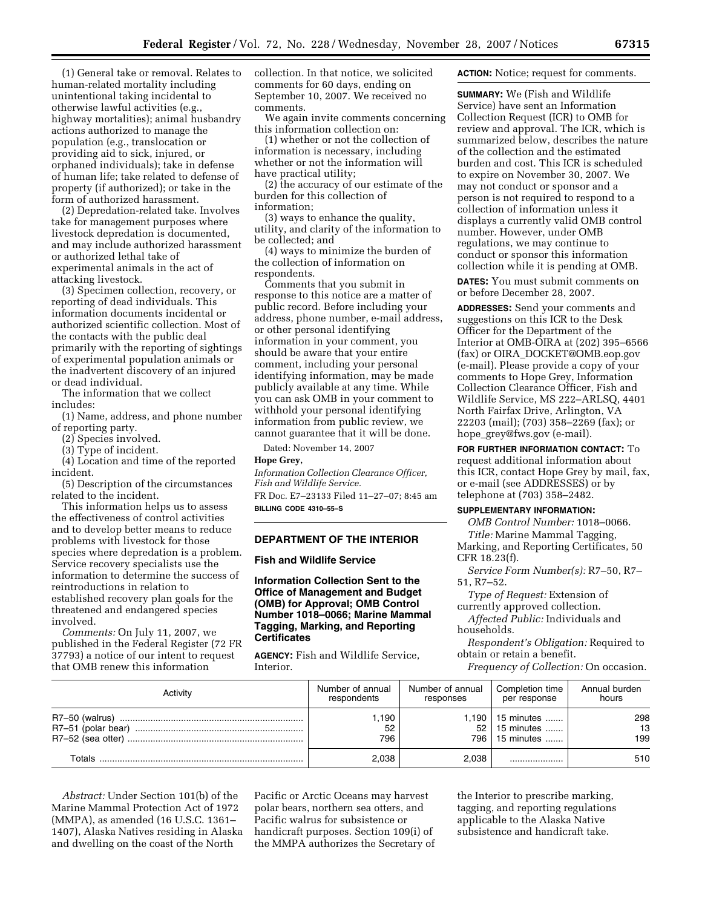(1) General take or removal. Relates to human-related mortality including unintentional taking incidental to otherwise lawful activities (e.g., highway mortalities); animal husbandry actions authorized to manage the population (e.g., translocation or providing aid to sick, injured, or orphaned individuals); take in defense of human life; take related to defense of property (if authorized); or take in the form of authorized harassment.

(2) Depredation-related take. Involves take for management purposes where livestock depredation is documented, and may include authorized harassment or authorized lethal take of experimental animals in the act of attacking livestock.

(3) Specimen collection, recovery, or reporting of dead individuals. This information documents incidental or authorized scientific collection. Most of the contacts with the public deal primarily with the reporting of sightings of experimental population animals or the inadvertent discovery of an injured or dead individual.

The information that we collect includes:

(1) Name, address, and phone number of reporting party.

(2) Species involved.

(3) Type of incident.

(4) Location and time of the reported incident.

(5) Description of the circumstances related to the incident.

This information helps us to assess the effectiveness of control activities and to develop better means to reduce problems with livestock for those species where depredation is a problem. Service recovery specialists use the information to determine the success of reintroductions in relation to established recovery plan goals for the threatened and endangered species involved.

*Comments:* On July 11, 2007, we published in the Federal Register (72 FR 37793) a notice of our intent to request that OMB renew this information collection. In that notice, we solicited comments for 60 days, ending on September 10, 2007. We received no comments.

We again invite comments concerning this information collection on:

(1) whether or not the collection of information is necessary, including whether or not the information will have practical utility;

(2) the accuracy of our estimate of the burden for this collection of information;

(3) ways to enhance the quality, utility, and clarity of the information to be collected; and

(4) ways to minimize the burden of the collection of information on respondents.

Comments that you submit in response to this notice are a matter of public record. Before including your address, phone number, e-mail address, or other personal identifying information in your comment, you should be aware that your entire comment, including your personal identifying information, may be made publicly available at any time. While you can ask OMB in your comment to withhold your personal identifying information from public review, we cannot guarantee that it will be done.

Dated: November 14, 2007

**Hope Grey,**

*Information Collection Clearance Officer, Fish and Wildlife Service.*

FR Doc. E7–23133 Filed 11–27–07; 8:45 am

**BILLING CODE 4310–55–S**

## DEPARTMENT OF THE INTERIOR

### Fish and Wildlife Service

### Information Collection Sent to the Office of Management and Budget (OMB) for Approval; OMB Control Number 1018–0066; Marine Mammal Tagging, Marking, and Reporting Certificates

**AGENCY:** Fish and Wildlife Service, Interior.

**ACTION:** Notice; request for comments.

**SUMMARY:** We (Fish and Wildlife Service) have sent an Information Collection Request (ICR) to OMB for review and approval. The ICR, which is summarized below, describes the nature of the collection and the estimated burden and cost. This ICR is scheduled to expire on November 30, 2007. We may not conduct or sponsor and a person is not required to respond to a collection of information unless it displays a currently valid OMB control number. However, under OMB regulations, we may continue to conduct or sponsor this information collection while it is pending at OMB.

**DATES:** You must submit comments on or before December 28, 2007.

**ADDRESSES:** Send your comments and suggestions on this ICR to the Desk Officer for the Department of the Interior at OMB-OIRA at (202) 395–6566 (fax) or OIRA_DOCKET@OMB.eop.gov (e-mail). Please provide a copy of your comments to Hope Grey, Information Collection Clearance Officer, Fish and Wildlife Service, MS 222–ARLSQ, 4401 North Fairfax Drive, Arlington, VA 22203 (mail); (703) 358–2269 (fax); or hope_grey@fws.gov (e-mail).

**FOR FURTHER INFORMATION CONTACT:** To request additional information about this ICR, contact Hope Grey by mail, fax, or e-mail (see ADDRESSES) or by telephone at (703) 358–2482.

**SUPPLEMENTARY INFORMATION:**

*OMB Control Number:* 1018–0066.

*Title:* Marine Mammal Tagging, Marking, and Reporting Certificates, 50 CFR 18.23(f).

*Service Form Number(s):* R7–50, R7–51, R7–52.

*Type of Request:* Extension of currently approved collection.

*Affected Public:* Individuals and households.

*Respondent's Obligation:* Required to obtain or retain a benefit.

*Frequency of Collection:* On occasion.

| Activity | Number of annual respondents | Number of annual responses | Completion time per response | Annual burden hours |
|---|---|---|---|---|
| R7–50 (walrus) | 1,190 | 1,190 | 15 minutes | 298 |
| R7–51 (polar bear) | 52 | 52 | 15 minutes | 13 |
| R7–52 (sea otter) | 796 | 796 | 15 minutes | 199 |
| Totals | 2,038 | 2,038 | | 510 |

*Abstract:* Under Section 101(b) of the Marine Mammal Protection Act of 1972 (MMPA), as amended (16 U.S.C. 1361–1407), Alaska Natives residing in Alaska and dwelling on the coast of the North Pacific or Arctic Oceans may harvest polar bears, northern sea otters, and Pacific walrus for subsistence or handicraft purposes. Section 109(i) of the MMPA authorizes the Secretary of the Interior to prescribe marking, tagging, and reporting regulations applicable to the Alaska Native subsistence and handicraft take.